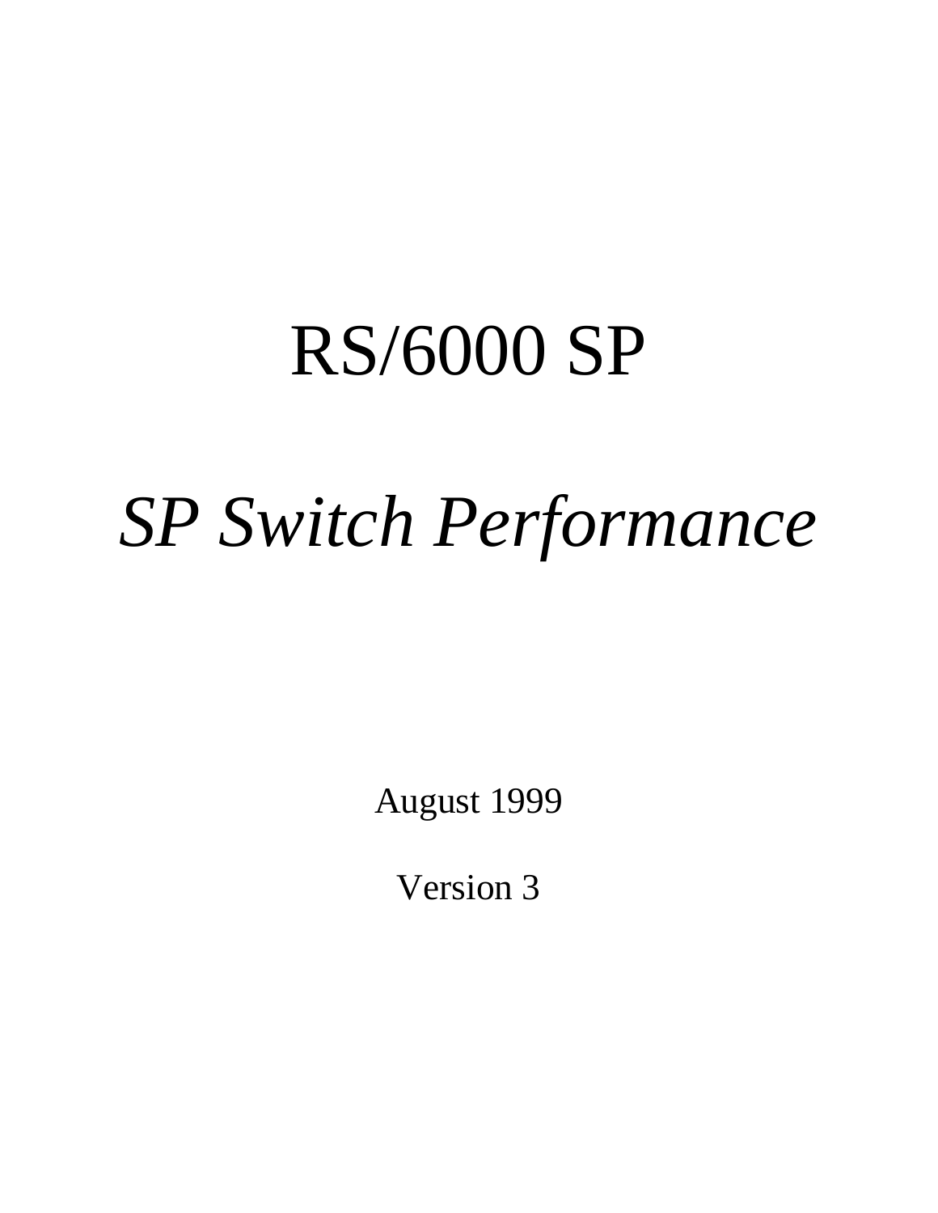# RS/6000 SP

## *SP Switch Performance*

August 1999

Version 3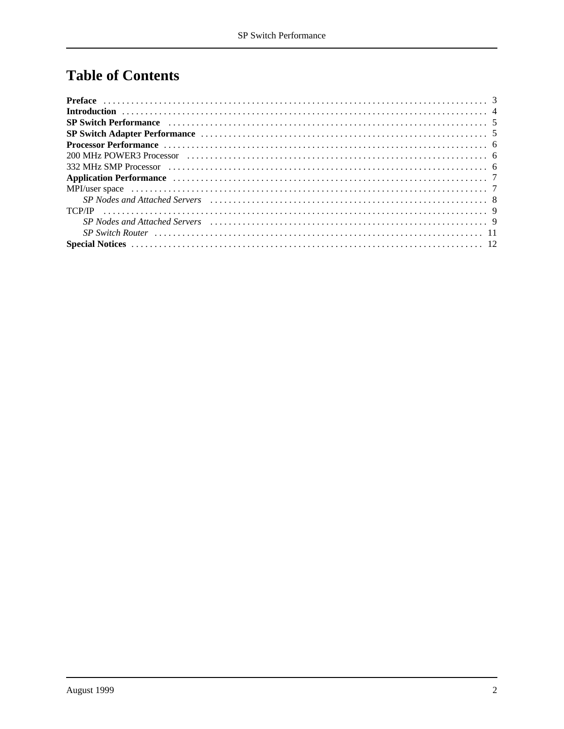# Table of Contents

**Preface** . . . . . . . . . . . . . . . . . . . . . . . . . . . . . . . . . . . . . . . . . . . . . . . . . . . . . . . . . . . . . . . . . . . . . . . . 3
**Introduction** . . . . . . . . . . . . . . . . . . . . . . . . . . . . . . . . . . . . . . . . . . . . . . . . . . . . . . . . . . . . . . . . . . . . . . 4
**SP Switch Performance** . . . . . . . . . . . . . . . . . . . . . . . . . . . . . . . . . . . . . . . . . . . . . . . . . . . . . . . . . . . . . 5
**SP Switch Adapter Performance** . . . . . . . . . . . . . . . . . . . . . . . . . . . . . . . . . . . . . . . . . . . . . . . . . . . . . . 5
**Processor Performance** . . . . . . . . . . . . . . . . . . . . . . . . . . . . . . . . . . . . . . . . . . . . . . . . . . . . . . . . . . . . . 6
200 MHz POWER3 Processor . . . . . . . . . . . . . . . . . . . . . . . . . . . . . . . . . . . . . . . . . . . . . . . . . . . . . . . . 6
332 MHz SMP Processor . . . . . . . . . . . . . . . . . . . . . . . . . . . . . . . . . . . . . . . . . . . . . . . . . . . . . . . . . . . 6
**Application Performance** . . . . . . . . . . . . . . . . . . . . . . . . . . . . . . . . . . . . . . . . . . . . . . . . . . . . . . . . . . . 7
MPI/user space . . . . . . . . . . . . . . . . . . . . . . . . . . . . . . . . . . . . . . . . . . . . . . . . . . . . . . . . . . . . . . . . . . 7
*SP Nodes and Attached Servers* . . . . . . . . . . . . . . . . . . . . . . . . . . . . . . . . . . . . . . . . . . . . . . . . . . . . 8
TCP/IP . . . . . . . . . . . . . . . . . . . . . . . . . . . . . . . . . . . . . . . . . . . . . . . . . . . . . . . . . . . . . . . . . . . . . . . 9
*SP Nodes and Attached Servers* . . . . . . . . . . . . . . . . . . . . . . . . . . . . . . . . . . . . . . . . . . . . . . . . . . . . 9
*SP Switch Router* . . . . . . . . . . . . . . . . . . . . . . . . . . . . . . . . . . . . . . . . . . . . . . . . . . . . . . . . . . . . . . 11
**Special Notices** . . . . . . . . . . . . . . . . . . . . . . . . . . . . . . . . . . . . . . . . . . . . . . . . . . . . . . . . . . . . . . . . . 12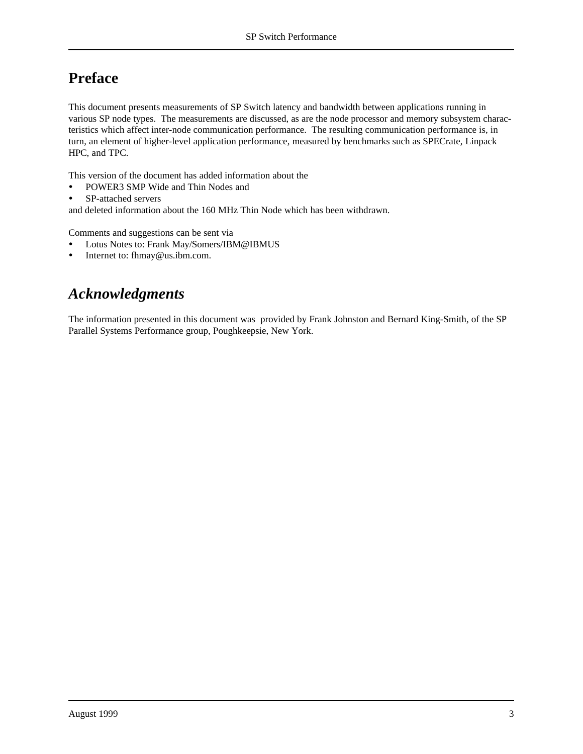# Preface

This document presents measurements of SP Switch latency and bandwidth between applications running in various SP node types. The measurements are discussed, as are the node processor and memory subsystem characteristics which affect inter-node communication performance. The resulting communication performance is, in turn, an element of higher-level application performance, measured by benchmarks such as SPECrate, Linpack HPC, and TPC.

This version of the document has added information about the

- POWER3 SMP Wide and Thin Nodes and
- SP-attached servers

and deleted information about the 160 MHz Thin Node which has been withdrawn.

Comments and suggestions can be sent via

- Lotus Notes to: Frank May/Somers/IBM@IBMUS
- Internet to: fhmay@us.ibm.com.

## *Acknowledgments*

The information presented in this document was provided by Frank Johnston and Bernard King-Smith, of the SP Parallel Systems Performance group, Poughkeepsie, New York.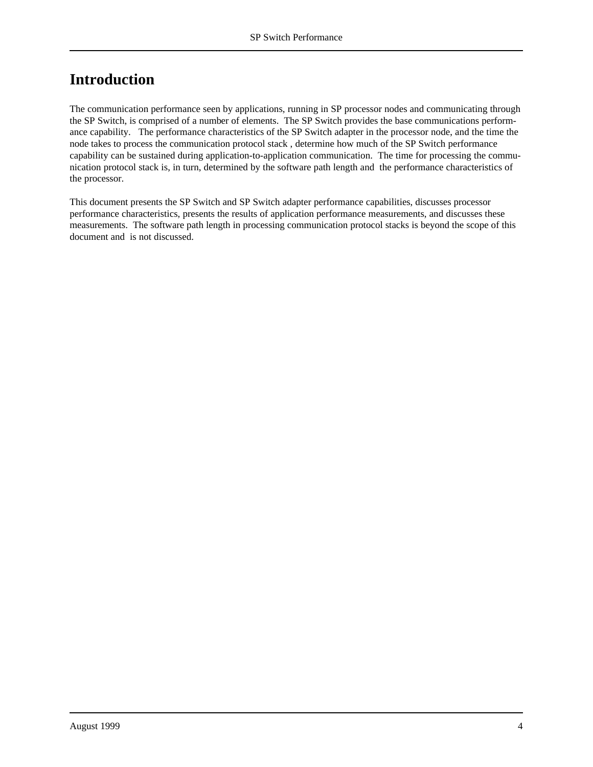# Introduction

The communication performance seen by applications, running in SP processor nodes and communicating through the SP Switch, is comprised of a number of elements. The SP Switch provides the base communications performance capability. The performance characteristics of the SP Switch adapter in the processor node, and the time the node takes to process the communication protocol stack , determine how much of the SP Switch performance capability can be sustained during application-to-application communication. The time for processing the communication protocol stack is, in turn, determined by the software path length and the performance characteristics of the processor.

This document presents the SP Switch and SP Switch adapter performance capabilities, discusses processor performance characteristics, presents the results of application performance measurements, and discusses these measurements. The software path length in processing communication protocol stacks is beyond the scope of this document and is not discussed.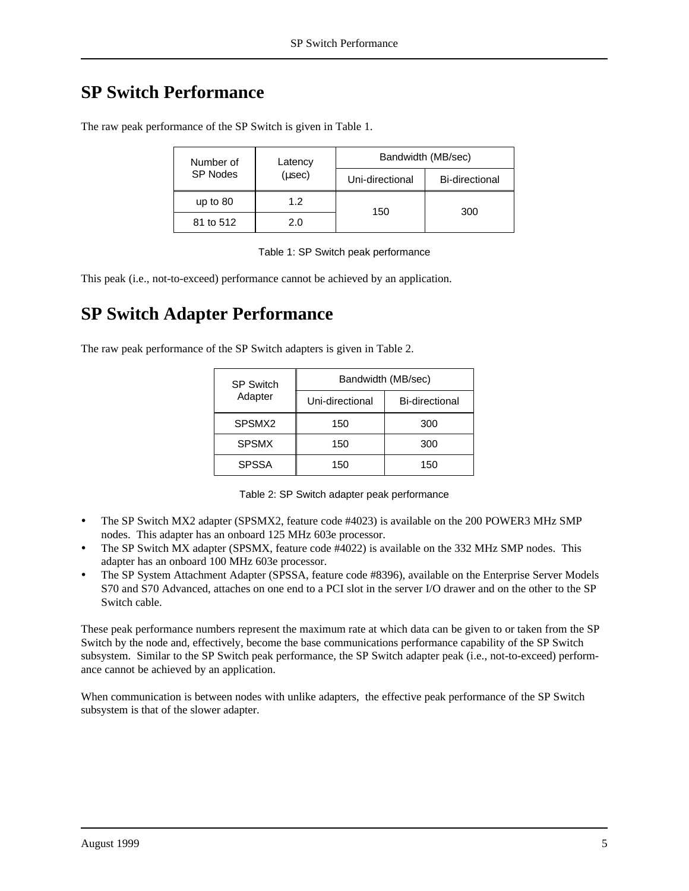# SP Switch Performance

The raw peak performance of the SP Switch is given in Table 1.

| Number of SP Nodes | Latency (µsec) | Bandwidth (MB/sec) | |
|---|---|---|---|
| | | Uni-directional | Bi-directional |
| up to 80 | 1.2 | 150 | 300 |
| 81 to 512 | 2.0 | | |

Table 1: SP Switch peak performance

This peak (i.e., not-to-exceed) performance cannot be achieved by an application.

# SP Switch Adapter Performance

The raw peak performance of the SP Switch adapters is given in Table 2.

| SP Switch Adapter | Bandwidth (MB/sec) | |
|---|---|---|
| | Uni-directional | Bi-directional |
| SPSMX2 | 150 | 300 |
| SPSMX | 150 | 300 |
| SPSSA | 150 | 150 |

Table 2: SP Switch adapter peak performance

- The SP Switch MX2 adapter (SPSMX2, feature code #4023) is available on the 200 POWER3 MHz SMP nodes. This adapter has an onboard 125 MHz 603e processor.
- The SP Switch MX adapter (SPSMX, feature code #4022) is available on the 332 MHz SMP nodes. This adapter has an onboard 100 MHz 603e processor.
- The SP System Attachment Adapter (SPSSA, feature code #8396), available on the Enterprise Server Models S70 and S70 Advanced, attaches on one end to a PCI slot in the server I/O drawer and on the other to the SP Switch cable.

These peak performance numbers represent the maximum rate at which data can be given to or taken from the SP Switch by the node and, effectively, become the base communications performance capability of the SP Switch subsystem. Similar to the SP Switch peak performance, the SP Switch adapter peak (i.e., not-to-exceed) performance cannot be achieved by an application.

When communication is between nodes with unlike adapters, the effective peak performance of the SP Switch subsystem is that of the slower adapter.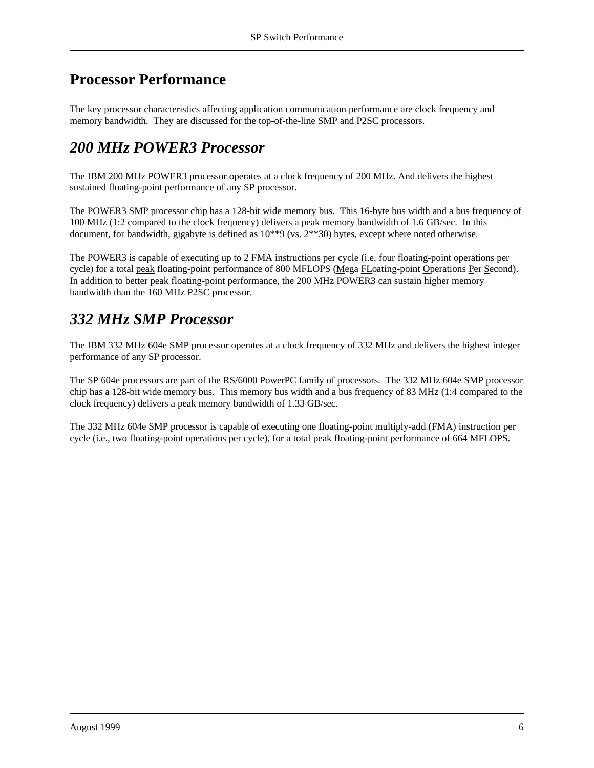# Processor Performance

The key processor characteristics affecting application communication performance are clock frequency and memory bandwidth. They are discussed for the top-of-the-line SMP and P2SC processors.

## *200 MHz POWER3 Processor*

The IBM 200 MHz POWER3 processor operates at a clock frequency of 200 MHz. And delivers the highest sustained floating-point performance of any SP processor.

The POWER3 SMP processor chip has a 128-bit wide memory bus. This 16-byte bus width and a bus frequency of 100 MHz (1:2 compared to the clock frequency) delivers a peak memory bandwidth of 1.6 GB/sec. In this document, for bandwidth, gigabyte is defined as 10**9 (vs. 2**30) bytes, except where noted otherwise.

The POWER3 is capable of executing up to 2 FMA instructions per cycle (i.e. four floating-point operations per cycle) for a total <u>peak</u> floating-point performance of 800 MFLOPS (<u>M</u>ega <u>FL</u>oating-point <u>O</u>perations <u>P</u>er <u>S</u>econd). In addition to better peak floating-point performance, the 200 MHz POWER3 can sustain higher memory bandwidth than the 160 MHz P2SC processor.

## *332 MHz SMP Processor*

The IBM 332 MHz 604e SMP processor operates at a clock frequency of 332 MHz and delivers the highest integer performance of any SP processor.

The SP 604e processors are part of the RS/6000 PowerPC family of processors. The 332 MHz 604e SMP processor chip has a 128-bit wide memory bus. This memory bus width and a bus frequency of 83 MHz (1:4 compared to the clock frequency) delivers a peak memory bandwidth of 1.33 GB/sec.

The 332 MHz 604e SMP processor is capable of executing one floating-point multiply-add (FMA) instruction per cycle (i.e., two floating-point operations per cycle), for a total <u>peak</u> floating-point performance of 664 MFLOPS.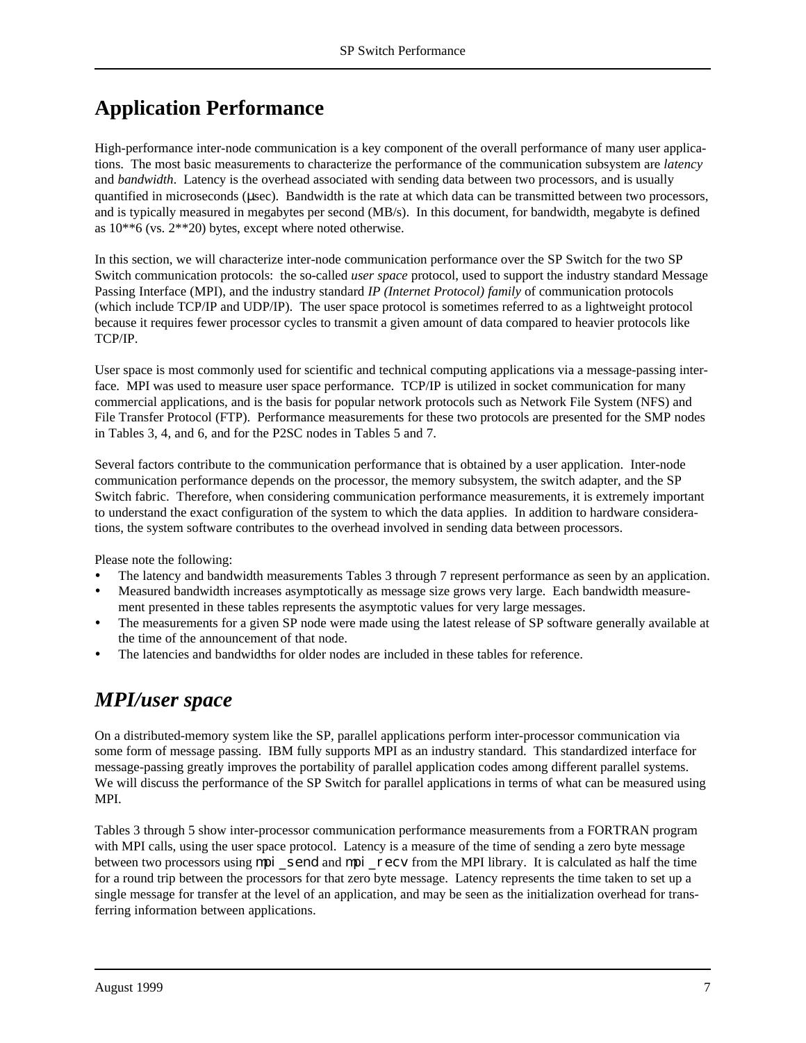# Application Performance

High-performance inter-node communication is a key component of the overall performance of many user applications. The most basic measurements to characterize the performance of the communication subsystem are *latency* and *bandwidth*. Latency is the overhead associated with sending data between two processors, and is usually quantified in microseconds (μsec). Bandwidth is the rate at which data can be transmitted between two processors, and is typically measured in megabytes per second (MB/s). In this document, for bandwidth, megabyte is defined as 10**6 (vs. 2**20) bytes, except where noted otherwise.

In this section, we will characterize inter-node communication performance over the SP Switch for the two SP Switch communication protocols: the so-called *user space* protocol, used to support the industry standard Message Passing Interface (MPI), and the industry standard *IP (Internet Protocol) family* of communication protocols (which include TCP/IP and UDP/IP). The user space protocol is sometimes referred to as a lightweight protocol because it requires fewer processor cycles to transmit a given amount of data compared to heavier protocols like TCP/IP.

User space is most commonly used for scientific and technical computing applications via a message-passing interface. MPI was used to measure user space performance. TCP/IP is utilized in socket communication for many commercial applications, and is the basis for popular network protocols such as Network File System (NFS) and File Transfer Protocol (FTP). Performance measurements for these two protocols are presented for the SMP nodes in Tables 3, 4, and 6, and for the P2SC nodes in Tables 5 and 7.

Several factors contribute to the communication performance that is obtained by a user application. Inter-node communication performance depends on the processor, the memory subsystem, the switch adapter, and the SP Switch fabric. Therefore, when considering communication performance measurements, it is extremely important to understand the exact configuration of the system to which the data applies. In addition to hardware considerations, the system software contributes to the overhead involved in sending data between processors.

Please note the following:

- The latency and bandwidth measurements Tables 3 through 7 represent performance as seen by an application.
- Measured bandwidth increases asymptotically as message size grows very large. Each bandwidth measurement presented in these tables represents the asymptotic values for very large messages.
- The measurements for a given SP node were made using the latest release of SP software generally available at the time of the announcement of that node.
- The latencies and bandwidths for older nodes are included in these tables for reference.

## *MPI/user space*

On a distributed-memory system like the SP, parallel applications perform inter-processor communication via some form of message passing. IBM fully supports MPI as an industry standard. This standardized interface for message-passing greatly improves the portability of parallel application codes among different parallel systems. We will discuss the performance of the SP Switch for parallel applications in terms of what can be measured using MPI.

Tables 3 through 5 show inter-processor communication performance measurements from a FORTRAN program with MPI calls, using the user space protocol. Latency is a measure of the time of sending a zero byte message between two processors using `mpi_send` and `mpi_recv` from the MPI library. It is calculated as half the time for a round trip between the processors for that zero byte message. Latency represents the time taken to set up a single message for transfer at the level of an application, and may be seen as the initialization overhead for transferring information between applications.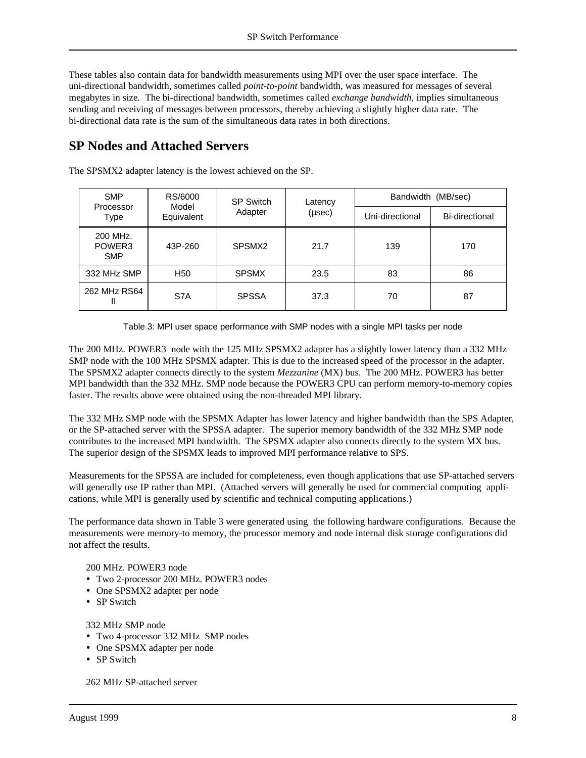These tables also contain data for bandwidth measurements using MPI over the user space interface. The uni-directional bandwidth, sometimes called *point-to-point* bandwidth, was measured for messages of several megabytes in size. The bi-directional bandwidth, sometimes called *exchange bandwidth*, implies simultaneous sending and receiving of messages between processors, thereby achieving a slightly higher data rate. The bi-directional data rate is the sum of the simultaneous data rates in both directions.

## SP Nodes and Attached Servers

The SPSMX2 adapter latency is the lowest achieved on the SP.

| SMP Processor Type | RS/6000 Model Equivalent | SP Switch Adapter | Latency (µsec) | Bandwidth (MB/sec) | |
|---|---|---|---|---|---|
| | | | | Uni-directional | Bi-directional |
| 200 MHz. POWER3 SMP | 43P-260 | SPSMX2 | 21.7 | 139 | 170 |
| 332 MHz SMP | H50 | SPSMX | 23.5 | 83 | 86 |
| 262 MHz RS64 II | S7A | SPSSA | 37.3 | 70 | 87 |

Table 3: MPI user space performance with SMP nodes with a single MPI tasks per node

The 200 MHz. POWER3 node with the 125 MHz SPSMX2 adapter has a slightly lower latency than a 332 MHz SMP node with the 100 MHz SPSMX adapter. This is due to the increased speed of the processor in the adapter. The SPSMX2 adapter connects directly to the system *Mezzanine* (MX) bus. The 200 MHz. POWER3 has better MPI bandwidth than the 332 MHz. SMP node because the POWER3 CPU can perform memory-to-memory copies faster. The results above were obtained using the non-threaded MPI library.

The 332 MHz SMP node with the SPSMX Adapter has lower latency and higher bandwidth than the SPS Adapter, or the SP-attached server with the SPSSA adapter. The superior memory bandwidth of the 332 MHz SMP node contributes to the increased MPI bandwidth. The SPSMX adapter also connects directly to the system MX bus. The superior design of the SPSMX leads to improved MPI performance relative to SPS.

Measurements for the SPSSA are included for completeness, even though applications that use SP-attached servers will generally use IP rather than MPI. (Attached servers will generally be used for commercial computing applications, while MPI is generally used by scientific and technical computing applications.)

The performance data shown in Table 3 were generated using the following hardware configurations. Because the measurements were memory-to memory, the processor memory and node internal disk storage configurations did not affect the results.

200 MHz. POWER3 node

- Two 2-processor 200 MHz. POWER3 nodes
- One SPSMX2 adapter per node
- SP Switch

332 MHz SMP node

- Two 4-processor 332 MHz SMP nodes
- One SPSMX adapter per node
- SP Switch

262 MHz SP-attached server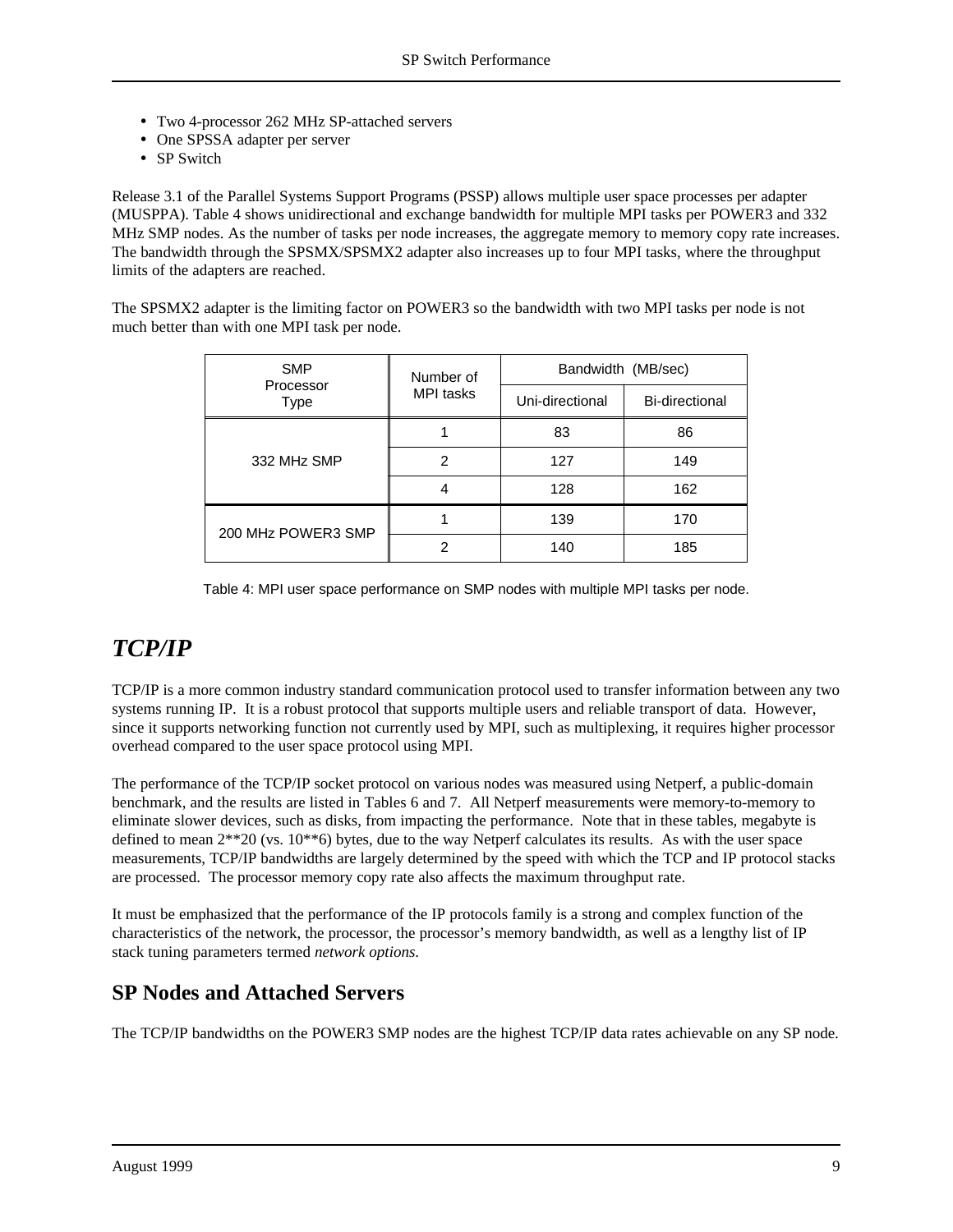- Two 4-processor 262 MHz SP-attached servers
- One SPSSA adapter per server
- SP Switch

Release 3.1 of the Parallel Systems Support Programs (PSSP) allows multiple user space processes per adapter (MUSPPA). Table 4 shows unidirectional and exchange bandwidth for multiple MPI tasks per POWER3 and 332 MHz SMP nodes. As the number of tasks per node increases, the aggregate memory to memory copy rate increases. The bandwidth through the SPSMX/SPSMX2 adapter also increases up to four MPI tasks, where the throughput limits of the adapters are reached.

The SPSMX2 adapter is the limiting factor on POWER3 so the bandwidth with two MPI tasks per node is not much better than with one MPI task per node.

| SMP Processor Type | Number of MPI tasks | Bandwidth (MB/sec) | |
|---|---|---|---|
| | | Uni-directional | Bi-directional |
| 332 MHz SMP | 1 | 83 | 86 |
| | 2 | 127 | 149 |
| | 4 | 128 | 162 |
| 200 MHz POWER3 SMP | 1 | 139 | 170 |
| | 2 | 140 | 185 |

Table 4: MPI user space performance on SMP nodes with multiple MPI tasks per node.

# *TCP/IP*

TCP/IP is a more common industry standard communication protocol used to transfer information between any two systems running IP. It is a robust protocol that supports multiple users and reliable transport of data. However, since it supports networking function not currently used by MPI, such as multiplexing, it requires higher processor overhead compared to the user space protocol using MPI.

The performance of the TCP/IP socket protocol on various nodes was measured using Netperf, a public-domain benchmark, and the results are listed in Tables 6 and 7. All Netperf measurements were memory-to-memory to eliminate slower devices, such as disks, from impacting the performance. Note that in these tables, megabyte is defined to mean 2**20 (vs. 10**6) bytes, due to the way Netperf calculates its results. As with the user space measurements, TCP/IP bandwidths are largely determined by the speed with which the TCP and IP protocol stacks are processed. The processor memory copy rate also affects the maximum throughput rate.

It must be emphasized that the performance of the IP protocols family is a strong and complex function of the characteristics of the network, the processor, the processor's memory bandwidth, as well as a lengthy list of IP stack tuning parameters termed *network options*.

## SP Nodes and Attached Servers

The TCP/IP bandwidths on the POWER3 SMP nodes are the highest TCP/IP data rates achievable on any SP node.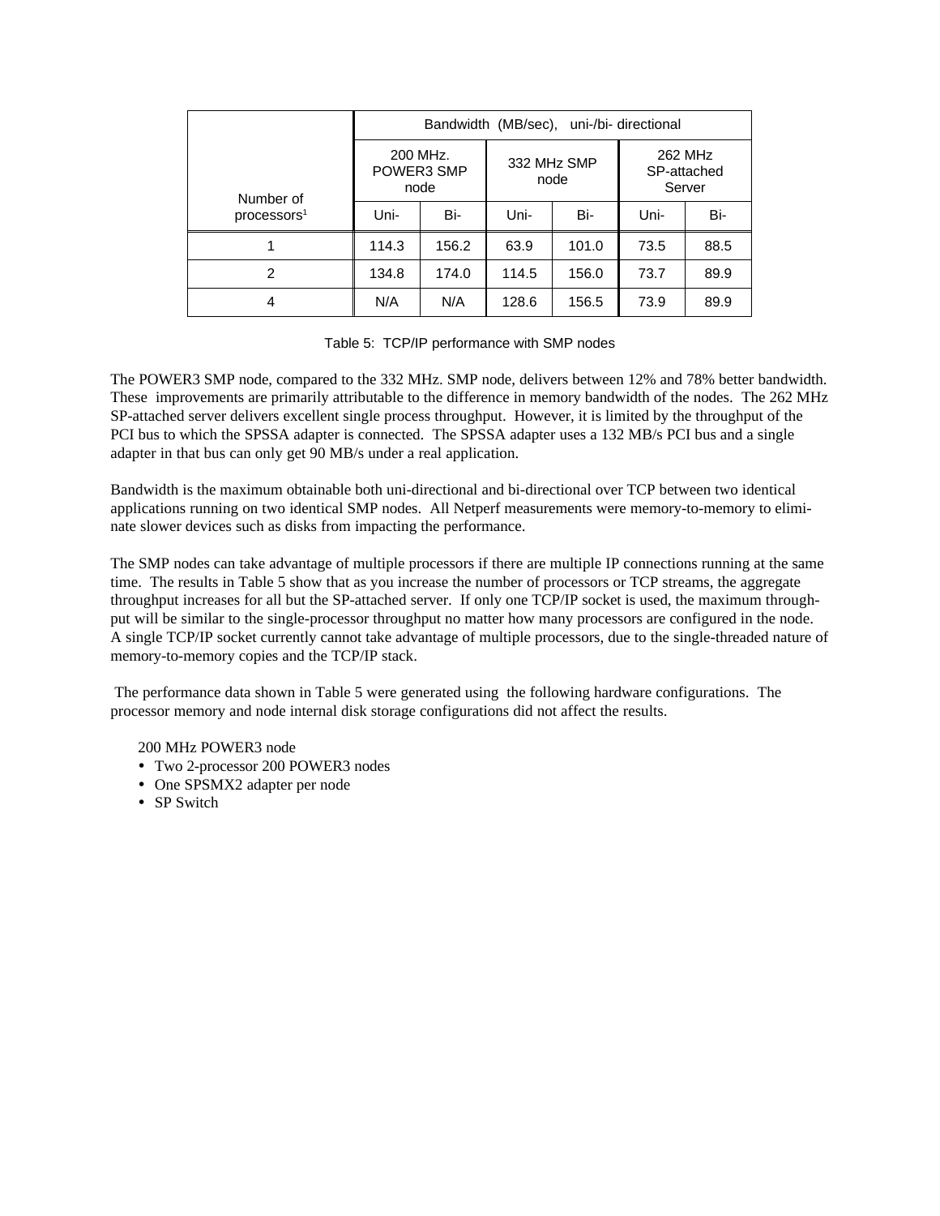| Number of processors[1] | Bandwidth (MB/sec), uni-/bi- directional | | | | | |
|---|---|---|---|---|---|---|
| | 200 MHz. POWER3 SMP node | | 332 MHz SMP node | | 262 MHz SP-attached Server | |
| | Uni- | Bi- | Uni- | Bi- | Uni- | Bi- |
| 1 | 114.3 | 156.2 | 63.9 | 101.0 | 73.5 | 88.5 |
| 2 | 134.8 | 174.0 | 114.5 | 156.0 | 73.7 | 89.9 |
| 4 | N/A | N/A | 128.6 | 156.5 | 73.9 | 89.9 |

Table 5: TCP/IP performance with SMP nodes

The POWER3 SMP node, compared to the 332 MHz. SMP node, delivers between 12% and 78% better bandwidth. These improvements are primarily attributable to the difference in memory bandwidth of the nodes. The 262 MHz SP-attached server delivers excellent single process throughput. However, it is limited by the throughput of the PCI bus to which the SPSSA adapter is connected. The SPSSA adapter uses a 132 MB/s PCI bus and a single adapter in that bus can only get 90 MB/s under a real application.

Bandwidth is the maximum obtainable both uni-directional and bi-directional over TCP between two identical applications running on two identical SMP nodes. All Netperf measurements were memory-to-memory to eliminate slower devices such as disks from impacting the performance.

The SMP nodes can take advantage of multiple processors if there are multiple IP connections running at the same time. The results in Table 5 show that as you increase the number of processors or TCP streams, the aggregate throughput increases for all but the SP-attached server. If only one TCP/IP socket is used, the maximum throughput will be similar to the single-processor throughput no matter how many processors are configured in the node. A single TCP/IP socket currently cannot take advantage of multiple processors, due to the single-threaded nature of memory-to-memory copies and the TCP/IP stack.

The performance data shown in Table 5 were generated using the following hardware configurations. The processor memory and node internal disk storage configurations did not affect the results.

200 MHz POWER3 node

- Two 2-processor 200 POWER3 nodes
- One SPSMX2 adapter per node
- SP Switch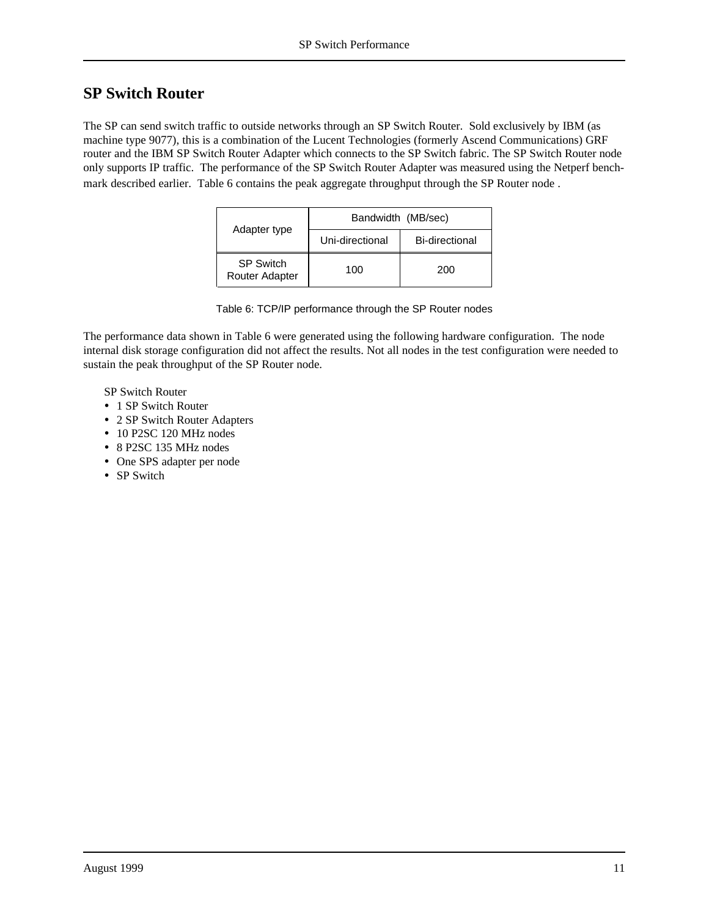## SP Switch Router

The SP can send switch traffic to outside networks through an SP Switch Router. Sold exclusively by IBM (as machine type 9077), this is a combination of the Lucent Technologies (formerly Ascend Communications) GRF router and the IBM SP Switch Router Adapter which connects to the SP Switch fabric. The SP Switch Router node only supports IP traffic. The performance of the SP Switch Router Adapter was measured using the Netperf benchmark described earlier. Table 6 contains the peak aggregate throughput through the SP Router node .

| Adapter type | Bandwidth (MB/sec) | |
|---|---|---|
| | Uni-directional | Bi-directional |
| SP Switch Router Adapter | 100 | 200 |

Table 6: TCP/IP performance through the SP Router nodes

The performance data shown in Table 6 were generated using the following hardware configuration. The node internal disk storage configuration did not affect the results. Not all nodes in the test configuration were needed to sustain the peak throughput of the SP Router node.

SP Switch Router

- 1 SP Switch Router
- 2 SP Switch Router Adapters
- 10 P2SC 120 MHz nodes
- 8 P2SC 135 MHz nodes
- One SPS adapter per node
- SP Switch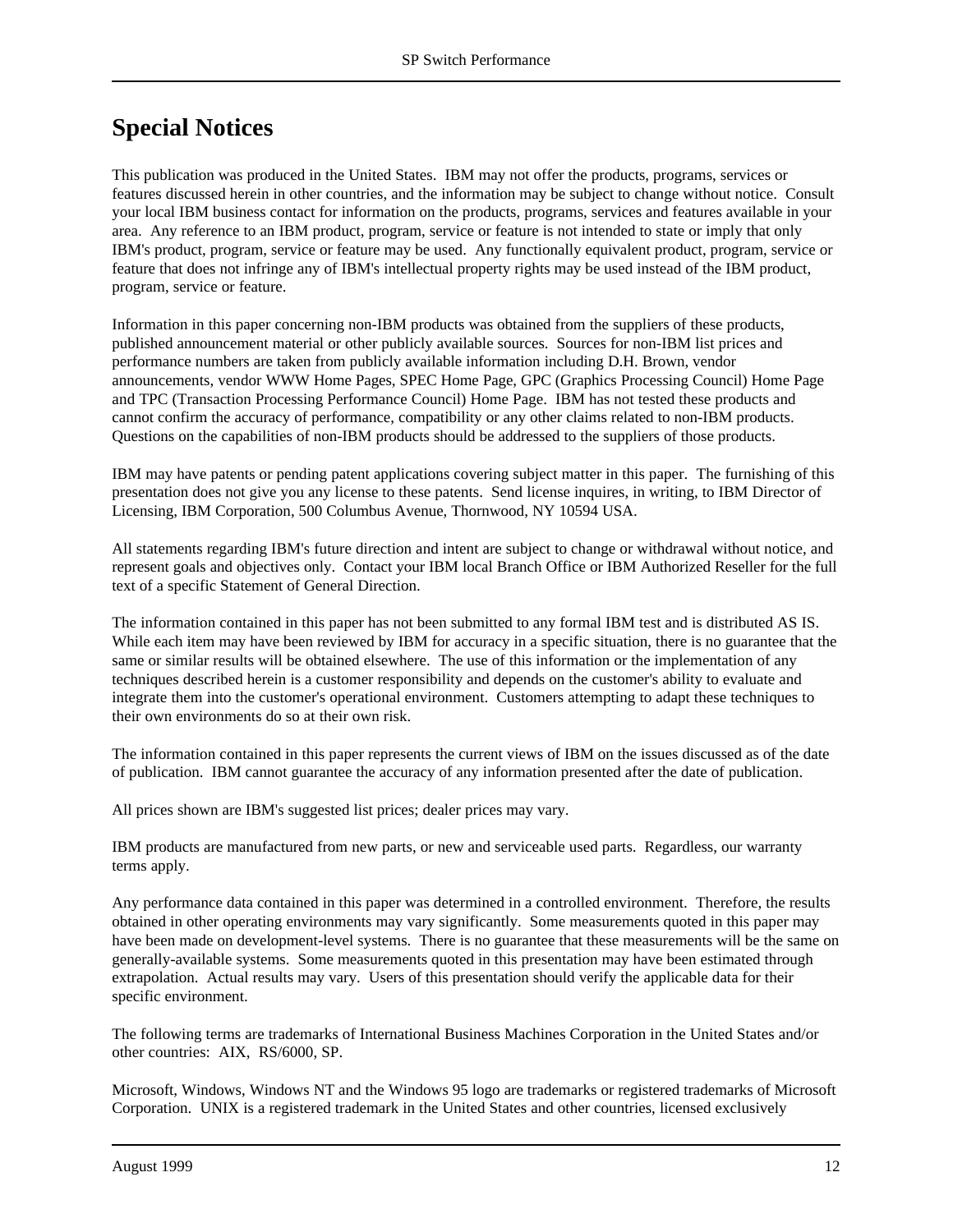# Special Notices

This publication was produced in the United States. IBM may not offer the products, programs, services or features discussed herein in other countries, and the information may be subject to change without notice. Consult your local IBM business contact for information on the products, programs, services and features available in your area. Any reference to an IBM product, program, service or feature is not intended to state or imply that only IBM's product, program, service or feature may be used. Any functionally equivalent product, program, service or feature that does not infringe any of IBM's intellectual property rights may be used instead of the IBM product, program, service or feature.

Information in this paper concerning non-IBM products was obtained from the suppliers of these products, published announcement material or other publicly available sources. Sources for non-IBM list prices and performance numbers are taken from publicly available information including D.H. Brown, vendor announcements, vendor WWW Home Pages, SPEC Home Page, GPC (Graphics Processing Council) Home Page and TPC (Transaction Processing Performance Council) Home Page. IBM has not tested these products and cannot confirm the accuracy of performance, compatibility or any other claims related to non-IBM products. Questions on the capabilities of non-IBM products should be addressed to the suppliers of those products.

IBM may have patents or pending patent applications covering subject matter in this paper. The furnishing of this presentation does not give you any license to these patents. Send license inquires, in writing, to IBM Director of Licensing, IBM Corporation, 500 Columbus Avenue, Thornwood, NY 10594 USA.

All statements regarding IBM's future direction and intent are subject to change or withdrawal without notice, and represent goals and objectives only. Contact your IBM local Branch Office or IBM Authorized Reseller for the full text of a specific Statement of General Direction.

The information contained in this paper has not been submitted to any formal IBM test and is distributed AS IS. While each item may have been reviewed by IBM for accuracy in a specific situation, there is no guarantee that the same or similar results will be obtained elsewhere. The use of this information or the implementation of any techniques described herein is a customer responsibility and depends on the customer's ability to evaluate and integrate them into the customer's operational environment. Customers attempting to adapt these techniques to their own environments do so at their own risk.

The information contained in this paper represents the current views of IBM on the issues discussed as of the date of publication. IBM cannot guarantee the accuracy of any information presented after the date of publication.

All prices shown are IBM's suggested list prices; dealer prices may vary.

IBM products are manufactured from new parts, or new and serviceable used parts. Regardless, our warranty terms apply.

Any performance data contained in this paper was determined in a controlled environment. Therefore, the results obtained in other operating environments may vary significantly. Some measurements quoted in this paper may have been made on development-level systems. There is no guarantee that these measurements will be the same on generally-available systems. Some measurements quoted in this presentation may have been estimated through extrapolation. Actual results may vary. Users of this presentation should verify the applicable data for their specific environment.

The following terms are trademarks of International Business Machines Corporation in the United States and/or other countries: AIX, RS/6000, SP.

Microsoft, Windows, Windows NT and the Windows 95 logo are trademarks or registered trademarks of Microsoft Corporation. UNIX is a registered trademark in the United States and other countries, licensed exclusively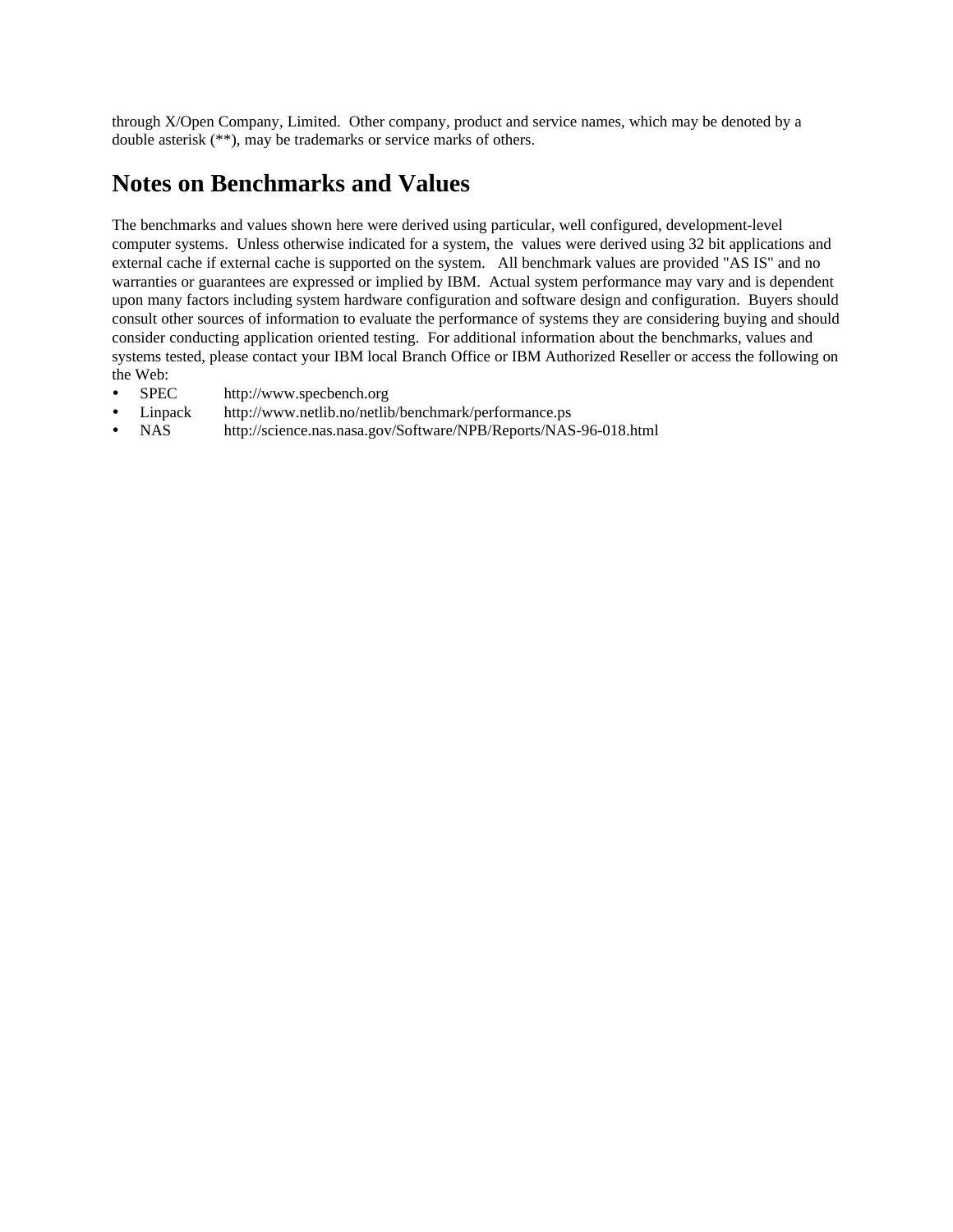through X/Open Company, Limited. Other company, product and service names, which may be denoted by a double asterisk (**), may be trademarks or service marks of others.

## Notes on Benchmarks and Values

The benchmarks and values shown here were derived using particular, well configured, development-level computer systems. Unless otherwise indicated for a system, the values were derived using 32 bit applications and external cache if external cache is supported on the system. All benchmark values are provided "AS IS" and no warranties or guarantees are expressed or implied by IBM. Actual system performance may vary and is dependent upon many factors including system hardware configuration and software design and configuration. Buyers should consult other sources of information to evaluate the performance of systems they are considering buying and should consider conducting application oriented testing. For additional information about the benchmarks, values and systems tested, please contact your IBM local Branch Office or IBM Authorized Reseller or access the following on the Web:

- SPEC http://www.specbench.org
- Linpack http://www.netlib.no/netlib/benchmark/performance.ps
- NAS http://science.nas.nasa.gov/Software/NPB/Reports/NAS-96-018.html